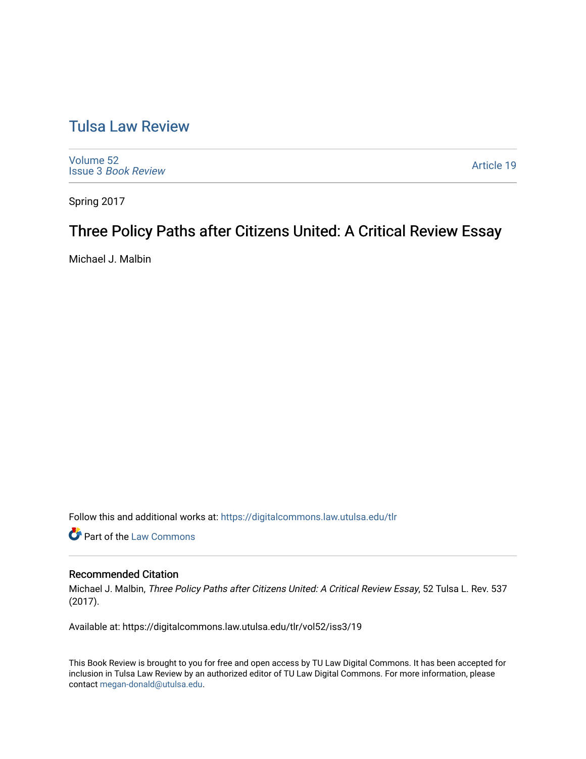# Tulsa Law Review

Volume 52
Issue 3 *Book Review*

Article 19

Spring 2017

## Three Policy Paths after Citizens United: A Critical Review Essay

Michael J. Malbin

Follow this and additional works at: https://digitalcommons.law.utulsa.edu/tlr

Part of the Law Commons

### Recommended Citation

Michael J. Malbin, *Three Policy Paths after Citizens United: A Critical Review Essay*, 52 Tulsa L. Rev. 537 (2017).

Available at: https://digitalcommons.law.utulsa.edu/tlr/vol52/iss3/19

This Book Review is brought to you for free and open access by TU Law Digital Commons. It has been accepted for inclusion in Tulsa Law Review by an authorized editor of TU Law Digital Commons. For more information, please contact megan-donald@utulsa.edu.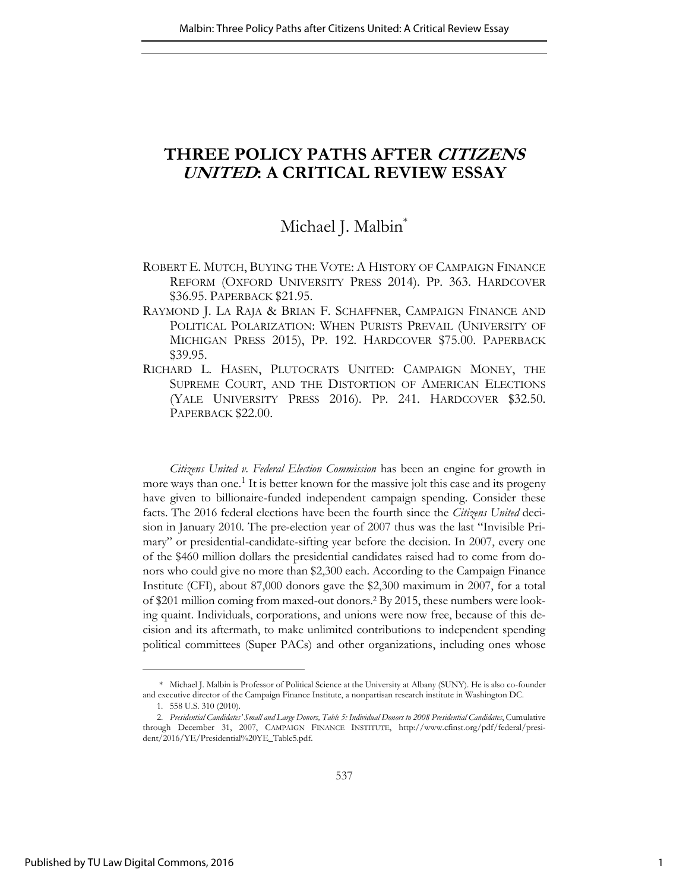# THREE POLICY PATHS AFTER *CITIZENS UNITED*: A CRITICAL REVIEW ESSAY

Michael J. Malbin*

ROBERT E. MUTCH, BUYING THE VOTE: A HISTORY OF CAMPAIGN FINANCE REFORM (OXFORD UNIVERSITY PRESS 2014). PP. 363. HARDCOVER $36.95. PAPERBACK $21.95.

RAYMOND J. LA RAJA & BRIAN F. SCHAFFNER, CAMPAIGN FINANCE AND POLITICAL POLARIZATION: WHEN PURISTS PREVAIL (UNIVERSITY OF MICHIGAN PRESS 2015), PP. 192. HARDCOVER $75.00. PAPERBACK $39.95.

RICHARD L. HASEN, PLUTOCRATS UNITED: CAMPAIGN MONEY, THE SUPREME COURT, AND THE DISTORTION OF AMERICAN ELECTIONS (YALE UNIVERSITY PRESS 2016). PP. 241. HARDCOVER $32.50. PAPERBACK $22.00.

*Citizens United v. Federal Election Commission* has been an engine for growth in more ways than one.[1] It is better known for the massive jolt this case and its progeny have given to billionaire-funded independent campaign spending. Consider these facts. The 2016 federal elections have been the fourth since the *Citizens United* decision in January 2010. The pre-election year of 2007 thus was the last "Invisible Primary" or presidential-candidate-sifting year before the decision. In 2007, every one of the $460 million dollars the presidential candidates raised had to come from donors who could give no more than $2,300 each. According to the Campaign Finance Institute (CFI), about 87,000 donors gave the $2,300 maximum in 2007, for a total of $201 million coming from maxed-out donors.[2] By 2015, these numbers were looking quaint. Individuals, corporations, and unions were now free, because of this decision and its aftermath, to make unlimited contributions to independent spending political committees (Super PACs) and other organizations, including ones whose

---

\* Michael J. Malbin is Professor of Political Science at the University at Albany (SUNY). He is also co-founder and executive director of the Campaign Finance Institute, a nonpartisan research institute in Washington DC.

1. 558 U.S. 310 (2010).

2. *Presidential Candidates' Small and Large Donors, Table 5: Individual Donors to 2008 Presidential Candidates*, Cumulative through December 31, 2007, CAMPAIGN FINANCE INSTITUTE, http://www.cfinst.org/pdf/federal/president/2016/YE/Presidential%20YE_Table5.pdf.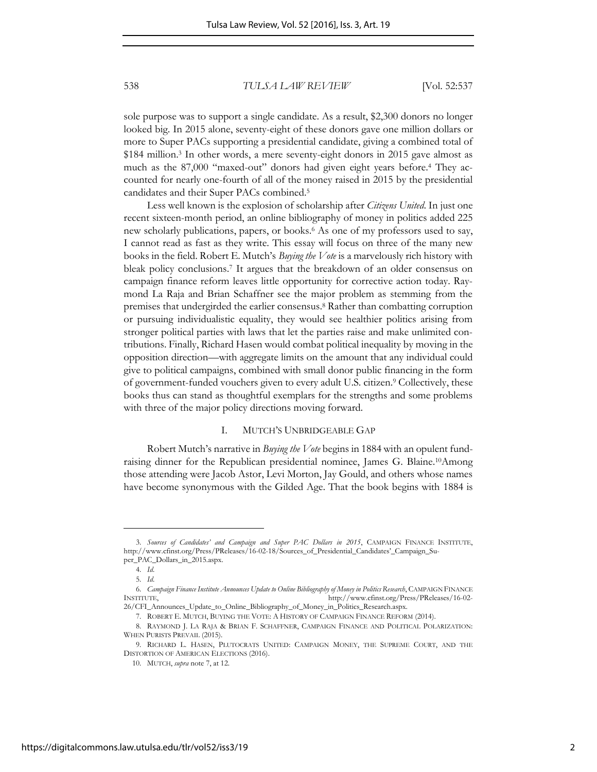sole purpose was to support a single candidate. As a result, $2,300 donors no longer looked big. In 2015 alone, seventy-eight of these donors gave one million dollars or more to Super PACs supporting a presidential candidate, giving a combined total of $184 million.[3] In other words, a mere seventy-eight donors in 2015 gave almost as much as the 87,000 "maxed-out" donors had given eight years before.[4] They accounted for nearly one-fourth of all of the money raised in 2015 by the presidential candidates and their Super PACs combined.[5]

Less well known is the explosion of scholarship after *Citizens United*. In just one recent sixteen-month period, an online bibliography of money in politics added 225 new scholarly publications, papers, or books.[6] As one of my professors used to say, I cannot read as fast as they write. This essay will focus on three of the many new books in the field. Robert E. Mutch's *Buying the Vote* is a marvelously rich history with bleak policy conclusions.[7] It argues that the breakdown of an older consensus on campaign finance reform leaves little opportunity for corrective action today. Raymond La Raja and Brian Schaffner see the major problem as stemming from the premises that undergirded the earlier consensus.[8] Rather than combatting corruption or pursuing individualistic equality, they would see healthier politics arising from stronger political parties with laws that let the parties raise and make unlimited contributions. Finally, Richard Hasen would combat political inequality by moving in the opposition direction—with aggregate limits on the amount that any individual could give to political campaigns, combined with small donor public financing in the form of government-funded vouchers given to every adult U.S. citizen.[9] Collectively, these books thus can stand as thoughtful exemplars for the strengths and some problems with three of the major policy directions moving forward.

## I. MUTCH'S UNBRIDGEABLE GAP

Robert Mutch's narrative in *Buying the Vote* begins in 1884 with an opulent fundraising dinner for the Republican presidential nominee, James G. Blaine.[10] Among those attending were Jacob Astor, Levi Morton, Jay Gould, and others whose names have become synonymous with the Gilded Age. That the book begins with 1884 is

---

3. *Sources of Candidates' and Campaign and Super PAC Dollars in 2015*, CAMPAIGN FINANCE INSTITUTE, http://www.cfinst.org/Press/PReleases/16-02-18/Sources_of_Presidential_Candidates'_Campaign_Super_PAC_Dollars_in_2015.aspx.

4. *Id.*

5. *Id.*

6. *Campaign Finance Institute Announces Update to Online Bibliography of Money in Politics Research*, CAMPAIGN FINANCE INSTITUTE, http://www.cfinst.org/Press/PReleases/16-02-26/CFI_Announces_Update_to_Online_Bibliography_of_Money_in_Politics_Research.aspx.

7. ROBERT E. MUTCH, BUYING THE VOTE: A HISTORY OF CAMPAIGN FINANCE REFORM (2014).

8. RAYMOND J. LA RAJA & BRIAN F. SCHAFFNER, CAMPAIGN FINANCE AND POLITICAL POLARIZATION: WHEN PURISTS PREVAIL (2015).

9. RICHARD L. HASEN, PLUTOCRATS UNITED: CAMPAIGN MONEY, THE SUPREME COURT, AND THE DISTORTION OF AMERICAN ELECTIONS (2016).

10. MUTCH, *supra* note 7, at 12.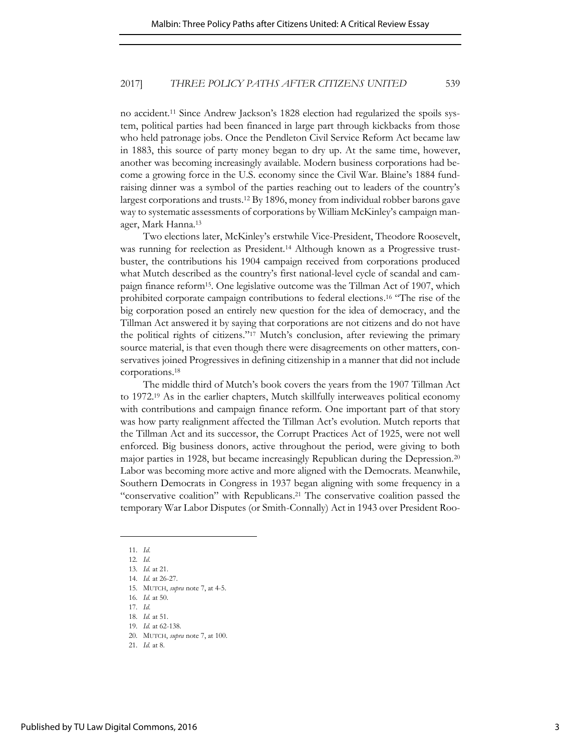no accident.[11] Since Andrew Jackson's 1828 election had regularized the spoils system, political parties had been financed in large part through kickbacks from those who held patronage jobs. Once the Pendleton Civil Service Reform Act became law in 1883, this source of party money began to dry up. At the same time, however, another was becoming increasingly available. Modern business corporations had become a growing force in the U.S. economy since the Civil War. Blaine's 1884 fundraising dinner was a symbol of the parties reaching out to leaders of the country's largest corporations and trusts.[12] By 1896, money from individual robber barons gave way to systematic assessments of corporations by William McKinley's campaign manager, Mark Hanna.[13]

Two elections later, McKinley's erstwhile Vice-President, Theodore Roosevelt, was running for reelection as President.[14] Although known as a Progressive trustbuster, the contributions his 1904 campaign received from corporations produced what Mutch described as the country's first national-level cycle of scandal and campaign finance reform[15]. One legislative outcome was the Tillman Act of 1907, which prohibited corporate campaign contributions to federal elections.[16] "The rise of the big corporation posed an entirely new question for the idea of democracy, and the Tillman Act answered it by saying that corporations are not citizens and do not have the political rights of citizens."[17] Mutch's conclusion, after reviewing the primary source material, is that even though there were disagreements on other matters, conservatives joined Progressives in defining citizenship in a manner that did not include corporations.[18]

The middle third of Mutch's book covers the years from the 1907 Tillman Act to 1972.[19] As in the earlier chapters, Mutch skillfully interweaves political economy with contributions and campaign finance reform. One important part of that story was how party realignment affected the Tillman Act's evolution. Mutch reports that the Tillman Act and its successor, the Corrupt Practices Act of 1925, were not well enforced. Big business donors, active throughout the period, were giving to both major parties in 1928, but became increasingly Republican during the Depression.[20] Labor was becoming more active and more aligned with the Democrats. Meanwhile, Southern Democrats in Congress in 1937 began aligning with some frequency in a "conservative coalition" with Republicans.[21] The conservative coalition passed the temporary War Labor Disputes (or Smith-Connally) Act in 1943 over President Roo-

---

11. *Id.*
12. *Id.*
13. *Id.* at 21.
14. *Id.* at 26-27.
15. MUTCH, *supra* note 7, at 4-5.
16. *Id.* at 50.
17. *Id.*
18. *Id.* at 51.
19. *Id.* at 62-138.
20. MUTCH, *supra* note 7, at 100.
21. *Id.* at 8.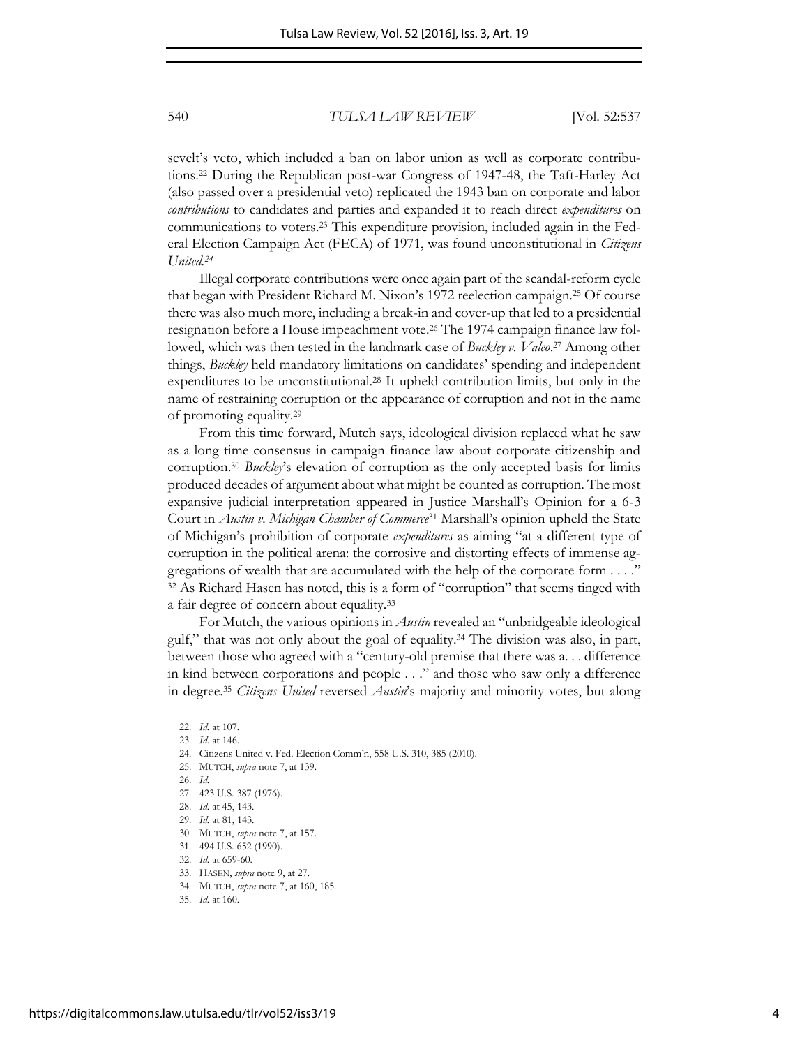sevelt's veto, which included a ban on labor union as well as corporate contributions.[22] During the Republican post-war Congress of 1947-48, the Taft-Harley Act (also passed over a presidential veto) replicated the 1943 ban on corporate and labor *contributions* to candidates and parties and expanded it to reach direct *expenditures* on communications to voters.[23] This expenditure provision, included again in the Federal Election Campaign Act (FECA) of 1971, was found unconstitutional in *Citizens United*.[24]

Illegal corporate contributions were once again part of the scandal-reform cycle that began with President Richard M. Nixon's 1972 reelection campaign.[25] Of course there was also much more, including a break-in and cover-up that led to a presidential resignation before a House impeachment vote.[26] The 1974 campaign finance law followed, which was then tested in the landmark case of *Buckley v. Valeo*.[27] Among other things, *Buckley* held mandatory limitations on candidates' spending and independent expenditures to be unconstitutional.[28] It upheld contribution limits, but only in the name of restraining corruption or the appearance of corruption and not in the name of promoting equality.[29]

From this time forward, Mutch says, ideological division replaced what he saw as a long time consensus in campaign finance law about corporate citizenship and corruption.[30] *Buckley*'s elevation of corruption as the only accepted basis for limits produced decades of argument about what might be counted as corruption. The most expansive judicial interpretation appeared in Justice Marshall's Opinion for a 6-3 Court in *Austin v. Michigan Chamber of Commerce*[31] Marshall's opinion upheld the State of Michigan's prohibition of corporate *expenditures* as aiming "at a different type of corruption in the political arena: the corrosive and distorting effects of immense aggregations of wealth that are accumulated with the help of the corporate form . . . ."[32] As Richard Hasen has noted, this is a form of "corruption" that seems tinged with a fair degree of concern about equality.[33]

For Mutch, the various opinions in *Austin* revealed an "unbridgeable ideological gulf," that was not only about the goal of equality.[34] The division was also, in part, between those who agreed with a "century-old premise that there was a. . . difference in kind between corporations and people . . ." and those who saw only a difference in degree.[35] *Citizens United* reversed *Austin*'s majority and minority votes, but along

---

22. *Id.* at 107.
23. *Id.* at 146.
24. Citizens United v. Fed. Election Comm'n, 558 U.S. 310, 385 (2010).
25. MUTCH, *supra* note 7, at 139.
26. *Id.*
27. 423 U.S. 387 (1976).
28. *Id.* at 45, 143.
29. *Id.* at 81, 143.
30. MUTCH, *supra* note 7, at 157.
31. 494 U.S. 652 (1990).
32. *Id.* at 659-60.
33. HASEN, *supra* note 9, at 27.
34. MUTCH, *supra* note 7, at 160, 185.
35. *Id.* at 160.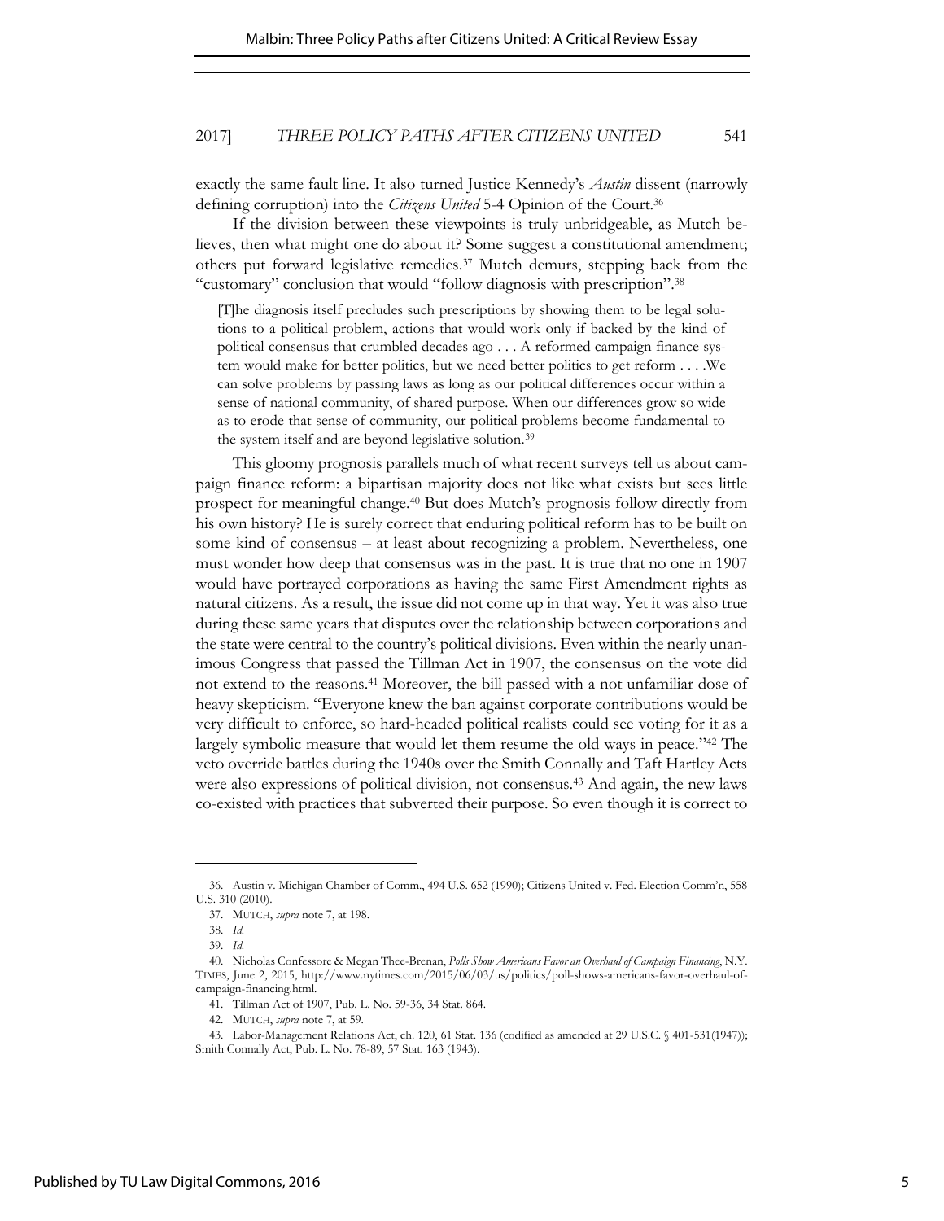exactly the same fault line. It also turned Justice Kennedy's *Austin* dissent (narrowly defining corruption) into the *Citizens United* 5-4 Opinion of the Court.[36]

If the division between these viewpoints is truly unbridgeable, as Mutch believes, then what might one do about it? Some suggest a constitutional amendment; others put forward legislative remedies.[37] Mutch demurs, stepping back from the "customary" conclusion that would "follow diagnosis with prescription".[38]

> [T]he diagnosis itself precludes such prescriptions by showing them to be legal solutions to a political problem, actions that would work only if backed by the kind of political consensus that crumbled decades ago . . . A reformed campaign finance system would make for better politics, but we need better politics to get reform . . . .We can solve problems by passing laws as long as our political differences occur within a sense of national community, of shared purpose. When our differences grow so wide as to erode that sense of community, our political problems become fundamental to the system itself and are beyond legislative solution.[39]

This gloomy prognosis parallels much of what recent surveys tell us about campaign finance reform: a bipartisan majority does not like what exists but sees little prospect for meaningful change.[40] But does Mutch's prognosis follow directly from his own history? He is surely correct that enduring political reform has to be built on some kind of consensus – at least about recognizing a problem. Nevertheless, one must wonder how deep that consensus was in the past. It is true that no one in 1907 would have portrayed corporations as having the same First Amendment rights as natural citizens. As a result, the issue did not come up in that way. Yet it was also true during these same years that disputes over the relationship between corporations and the state were central to the country's political divisions. Even within the nearly unanimous Congress that passed the Tillman Act in 1907, the consensus on the vote did not extend to the reasons.[41] Moreover, the bill passed with a not unfamiliar dose of heavy skepticism. "Everyone knew the ban against corporate contributions would be very difficult to enforce, so hard-headed political realists could see voting for it as a largely symbolic measure that would let them resume the old ways in peace."[42] The veto override battles during the 1940s over the Smith Connally and Taft Hartley Acts were also expressions of political division, not consensus.[43] And again, the new laws co-existed with practices that subverted their purpose. So even though it is correct to

36. Austin v. Michigan Chamber of Comm., 494 U.S. 652 (1990); Citizens United v. Fed. Election Comm'n, 558 U.S. 310 (2010).

37. MUTCH, *supra* note 7, at 198.

38. *Id.*

39. *Id.*

40. Nicholas Confessore & Megan Thee-Brenan, *Polls Show Americans Favor an Overhaul of Campaign Financing*, N.Y. TIMES, June 2, 2015, http://www.nytimes.com/2015/06/03/us/politics/poll-shows-americans-favor-overhaul-of-campaign-financing.html.

41. Tillman Act of 1907, Pub. L. No. 59-36, 34 Stat. 864.

42. MUTCH, *supra* note 7, at 59.

43. Labor-Management Relations Act, ch. 120, 61 Stat. 136 (codified as amended at 29 U.S.C. § 401-531(1947)); Smith Connally Act, Pub. L. No. 78-89, 57 Stat. 163 (1943).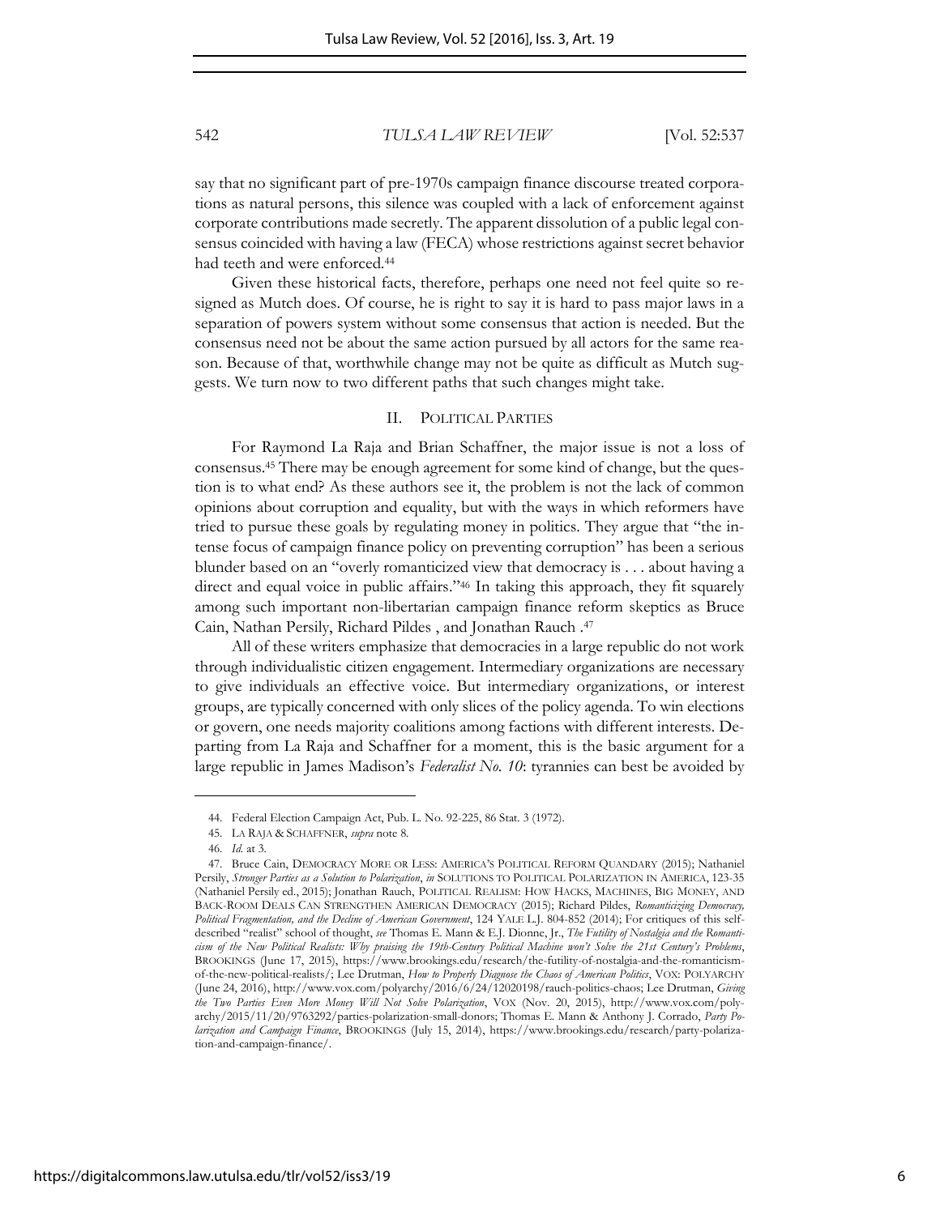say that no significant part of pre-1970s campaign finance discourse treated corporations as natural persons, this silence was coupled with a lack of enforcement against corporate contributions made secretly. The apparent dissolution of a public legal consensus coincided with having a law (FECA) whose restrictions against secret behavior had teeth and were enforced.[44]

Given these historical facts, therefore, perhaps one need not feel quite so resigned as Mutch does. Of course, he is right to say it is hard to pass major laws in a separation of powers system without some consensus that action is needed. But the consensus need not be about the same action pursued by all actors for the same reason. Because of that, worthwhile change may not be quite as difficult as Mutch suggests. We turn now to two different paths that such changes might take.

## II. POLITICAL PARTIES

For Raymond La Raja and Brian Schaffner, the major issue is not a loss of consensus.[45] There may be enough agreement for some kind of change, but the question is to what end? As these authors see it, the problem is not the lack of common opinions about corruption and equality, but with the ways in which reformers have tried to pursue these goals by regulating money in politics. They argue that "the intense focus of campaign finance policy on preventing corruption" has been a serious blunder based on an "overly romanticized view that democracy is . . . about having a direct and equal voice in public affairs."[46] In taking this approach, they fit squarely among such important non-libertarian campaign finance reform skeptics as Bruce Cain, Nathan Persily, Richard Pildes , and Jonathan Rauch .[47]

All of these writers emphasize that democracies in a large republic do not work through individualistic citizen engagement. Intermediary organizations are necessary to give individuals an effective voice. But intermediary organizations, or interest groups, are typically concerned with only slices of the policy agenda. To win elections or govern, one needs majority coalitions among factions with different interests. Departing from La Raja and Schaffner for a moment, this is the basic argument for a large republic in James Madison's *Federalist No. 10*: tyrannies can best be avoided by

---

44. Federal Election Campaign Act, Pub. L. No. 92-225, 86 Stat. 3 (1972).

45. LA RAJA & SCHAFFNER, *supra* note 8.

46. *Id.* at 3.

47. Bruce Cain, DEMOCRACY MORE OR LESS: AMERICA'S POLITICAL REFORM QUANDARY (2015); Nathaniel Persily, *Stronger Parties as a Solution to Polarization*, *in* SOLUTIONS TO POLITICAL POLARIZATION IN AMERICA, 123-35 (Nathaniel Persily ed., 2015); Jonathan Rauch, POLITICAL REALISM: HOW HACKS, MACHINES, BIG MONEY, AND BACK-ROOM DEALS CAN STRENGTHEN AMERICAN DEMOCRACY (2015); Richard Pildes, *Romanticizing Democracy, Political Fragmentation, and the Decline of American Government*, 124 YALE L.J. 804-852 (2014); For critiques of this self-described "realist" school of thought, *see* Thomas E. Mann & E.J. Dionne, Jr., *The Futility of Nostalgia and the Romanticism of the New Political Realists: Why praising the 19th-Century Political Machine won't Solve the 21st Century's Problems*, BROOKINGS (June 17, 2015), https://www.brookings.edu/research/the-futility-of-nostalgia-and-the-romanticism-of-the-new-political-realists/; Lee Drutman, *How to Properly Diagnose the Chaos of American Politics*, VOX: POLYARCHY (June 24, 2016), http://www.vox.com/polyarchy/2016/6/24/12020198/rauch-politics-chaos; Lee Drutman, *Giving the Two Parties Even More Money Will Not Solve Polarization*, VOX (Nov. 20, 2015), http://www.vox.com/polyarchy/2015/11/20/9763292/parties-polarization-small-donors; Thomas E. Mann & Anthony J. Corrado, *Party Polarization and Campaign Finance*, BROOKINGS (July 15, 2014), https://www.brookings.edu/research/party-polarization-and-campaign-finance/.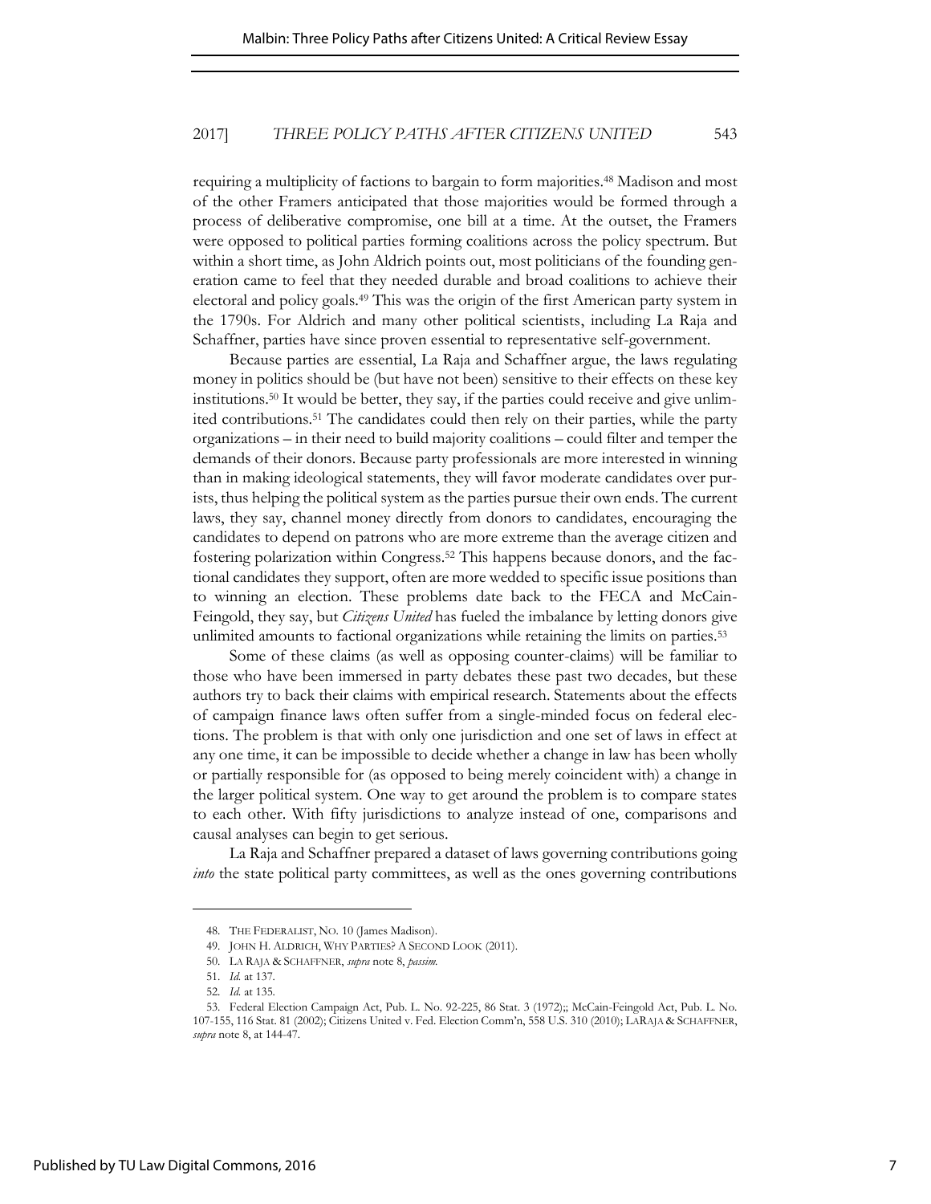requiring a multiplicity of factions to bargain to form majorities.[48] Madison and most of the other Framers anticipated that those majorities would be formed through a process of deliberative compromise, one bill at a time. At the outset, the Framers were opposed to political parties forming coalitions across the policy spectrum. But within a short time, as John Aldrich points out, most politicians of the founding generation came to feel that they needed durable and broad coalitions to achieve their electoral and policy goals.[49] This was the origin of the first American party system in the 1790s. For Aldrich and many other political scientists, including La Raja and Schaffner, parties have since proven essential to representative self-government.

Because parties are essential, La Raja and Schaffner argue, the laws regulating money in politics should be (but have not been) sensitive to their effects on these key institutions.[50] It would be better, they say, if the parties could receive and give unlimited contributions.[51] The candidates could then rely on their parties, while the party organizations – in their need to build majority coalitions – could filter and temper the demands of their donors. Because party professionals are more interested in winning than in making ideological statements, they will favor moderate candidates over purists, thus helping the political system as the parties pursue their own ends. The current laws, they say, channel money directly from donors to candidates, encouraging the candidates to depend on patrons who are more extreme than the average citizen and fostering polarization within Congress.[52] This happens because donors, and the factional candidates they support, often are more wedded to specific issue positions than to winning an election. These problems date back to the FECA and McCain-Feingold, they say, but *Citizens United* has fueled the imbalance by letting donors give unlimited amounts to factional organizations while retaining the limits on parties.[53]

Some of these claims (as well as opposing counter-claims) will be familiar to those who have been immersed in party debates these past two decades, but these authors try to back their claims with empirical research. Statements about the effects of campaign finance laws often suffer from a single-minded focus on federal elections. The problem is that with only one jurisdiction and one set of laws in effect at any one time, it can be impossible to decide whether a change in law has been wholly or partially responsible for (as opposed to being merely coincident with) a change in the larger political system. One way to get around the problem is to compare states to each other. With fifty jurisdictions to analyze instead of one, comparisons and causal analyses can begin to get serious.

La Raja and Schaffner prepared a dataset of laws governing contributions going *into* the state political party committees, as well as the ones governing contributions

---

48. THE FEDERALIST, NO. 10 (James Madison).

49. JOHN H. ALDRICH, WHY PARTIES? A SECOND LOOK (2011).

50. LA RAJA & SCHAFFNER, *supra* note 8, *passim.*

51. *Id.* at 137.

52. *Id.* at 135.

53. Federal Election Campaign Act, Pub. L. No. 92-225, 86 Stat. 3 (1972);; McCain-Feingold Act, Pub. L. No. 107-155, 116 Stat. 81 (2002); Citizens United v. Fed. Election Comm'n, 558 U.S. 310 (2010); LARAJA & SCHAFFNER, *supra* note 8, at 144-47.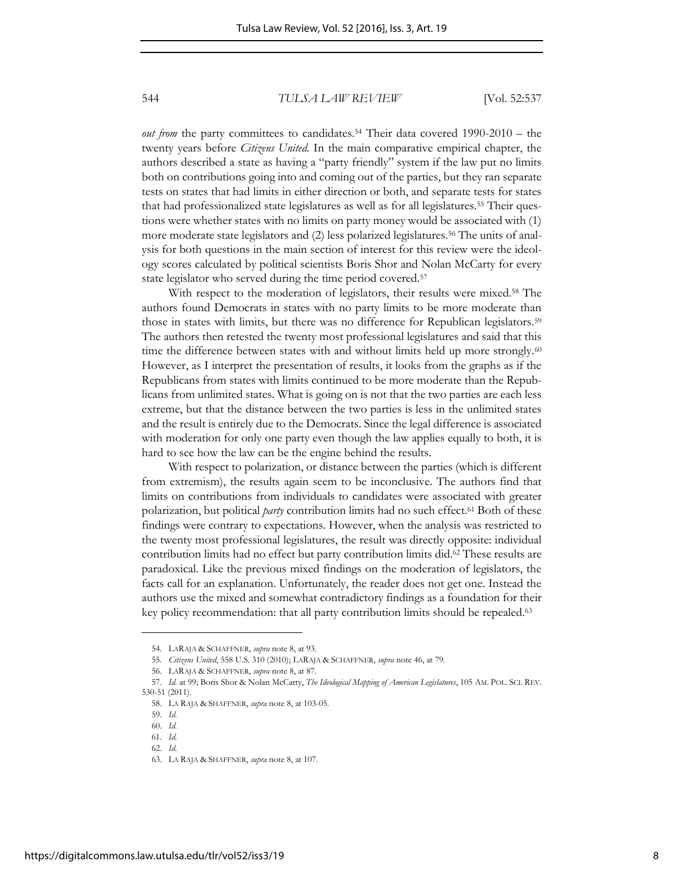*out from* the party committees to candidates.[54] Their data covered 1990-2010 – the twenty years before *Citizens United.* In the main comparative empirical chapter, the authors described a state as having a "party friendly" system if the law put no limits both on contributions going into and coming out of the parties, but they ran separate tests on states that had limits in either direction or both, and separate tests for states that had professionalized state legislatures as well as for all legislatures.[55] Their questions were whether states with no limits on party money would be associated with (1) more moderate state legislators and (2) less polarized legislatures.[56] The units of analysis for both questions in the main section of interest for this review were the ideology scores calculated by political scientists Boris Shor and Nolan McCarty for every state legislator who served during the time period covered.[57]

With respect to the moderation of legislators, their results were mixed.[58] The authors found Democrats in states with no party limits to be more moderate than those in states with limits, but there was no difference for Republican legislators.[59] The authors then retested the twenty most professional legislatures and said that this time the difference between states with and without limits held up more strongly.[60] However, as I interpret the presentation of results, it looks from the graphs as if the Republicans from states with limits continued to be more moderate than the Republicans from unlimited states. What is going on is not that the two parties are each less extreme, but that the distance between the two parties is less in the unlimited states and the result is entirely due to the Democrats. Since the legal difference is associated with moderation for only one party even though the law applies equally to both, it is hard to see how the law can be the engine behind the results.

With respect to polarization, or distance between the parties (which is different from extremism), the results again seem to be inconclusive. The authors find that limits on contributions from individuals to candidates were associated with greater polarization, but political *party* contribution limits had no such effect.[61] Both of these findings were contrary to expectations. However, when the analysis was restricted to the twenty most professional legislatures, the result was directly opposite: individual contribution limits had no effect but party contribution limits did.[62] These results are paradoxical. Like the previous mixed findings on the moderation of legislators, the facts call for an explanation. Unfortunately, the reader does not get one. Instead the authors use the mixed and somewhat contradictory findings as a foundation for their key policy recommendation: that all party contribution limits should be repealed.[63]

---

54. LARAJA & SCHAFFNER, *supra* note 8, at 93.

55. *Citizens United*, 558 U.S. 310 (2010); LARAJA & SCHAFFNER, *supra* note 46, at 79.

56. LARAJA & SCHAFFNER, *supra* note 8, at 87.

57. *Id.* at 99; Boris Shor & Nolan McCarty, *The Ideological Mapping of American Legislatures*, 105 AM. POL. SCI. REV. 530-51 (2011).

58. LA RAJA & SHAFFNER, *supra* note 8, at 103-05.

59. *Id.*

60. *Id.*

61. *Id.*

62. *Id.*

63. LA RAJA & SHAFFNER, *supra* note 8, at 107.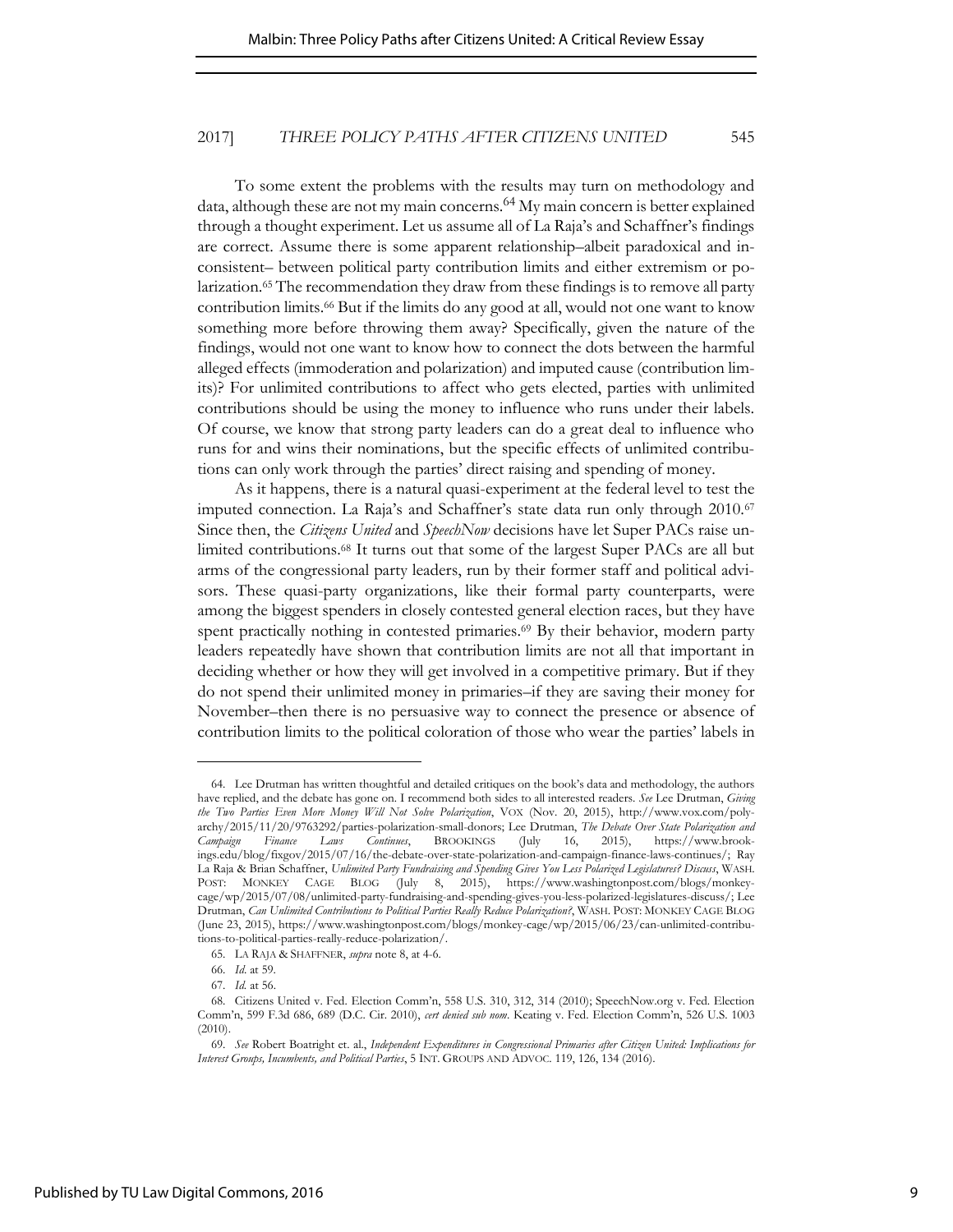To some extent the problems with the results may turn on methodology and data, although these are not my main concerns.[64] My main concern is better explained through a thought experiment. Let us assume all of La Raja's and Schaffner's findings are correct. Assume there is some apparent relationship–albeit paradoxical and inconsistent– between political party contribution limits and either extremism or polarization.[65] The recommendation they draw from these findings is to remove all party contribution limits.[66] But if the limits do any good at all, would not one want to know something more before throwing them away? Specifically, given the nature of the findings, would not one want to know how to connect the dots between the harmful alleged effects (immoderation and polarization) and imputed cause (contribution limits)? For unlimited contributions to affect who gets elected, parties with unlimited contributions should be using the money to influence who runs under their labels. Of course, we know that strong party leaders can do a great deal to influence who runs for and wins their nominations, but the specific effects of unlimited contributions can only work through the parties' direct raising and spending of money.

As it happens, there is a natural quasi-experiment at the federal level to test the imputed connection. La Raja's and Schaffner's state data run only through 2010.[67] Since then, the *Citizens United* and *SpeechNow* decisions have let Super PACs raise unlimited contributions.[68] It turns out that some of the largest Super PACs are all but arms of the congressional party leaders, run by their former staff and political advisors. These quasi-party organizations, like their formal party counterparts, were among the biggest spenders in closely contested general election races, but they have spent practically nothing in contested primaries.[69] By their behavior, modern party leaders repeatedly have shown that contribution limits are not all that important in deciding whether or how they will get involved in a competitive primary. But if they do not spend their unlimited money in primaries–if they are saving their money for November–then there is no persuasive way to connect the presence or absence of contribution limits to the political coloration of those who wear the parties' labels in

---

64. Lee Drutman has written thoughtful and detailed critiques on the book's data and methodology, the authors have replied, and the debate has gone on. I recommend both sides to all interested readers. *See* Lee Drutman, *Giving the Two Parties Even More Money Will Not Solve Polarization*, VOX (Nov. 20, 2015), http://www.vox.com/polyarchy/2015/11/20/9763292/parties-polarization-small-donors; Lee Drutman, *The Debate Over State Polarization and Campaign Finance Laws Continues*, BROOKINGS (July 16, 2015), https://www.brookings.edu/blog/fixgov/2015/07/16/the-debate-over-state-polarization-and-campaign-finance-laws-continues/; Ray La Raja & Brian Schaffner, *Unlimited Party Fundraising and Spending Gives You Less Polarized Legislatures? Discuss*, WASH. POST: MONKEY CAGE BLOG (July 8, 2015), https://www.washingtonpost.com/blogs/monkey-cage/wp/2015/07/08/unlimited-party-fundraising-and-spending-gives-you-less-polarized-legislatures-discuss/; Lee Drutman, *Can Unlimited Contributions to Political Parties Really Reduce Polarization?*, WASH. POST: MONKEY CAGE BLOG (June 23, 2015), https://www.washingtonpost.com/blogs/monkey-cage/wp/2015/06/23/can-unlimited-contributions-to-political-parties-really-reduce-polarization/.

65. LA RAJA & SHAFFNER, *supra* note 8, at 4-6.

66. *Id.* at 59.

67. *Id.* at 56.

68. Citizens United v. Fed. Election Comm'n, 558 U.S. 310, 312, 314 (2010); SpeechNow.org v. Fed. Election Comm'n, 599 F.3d 686, 689 (D.C. Cir. 2010), *cert denied sub nom*. Keating v. Fed. Election Comm'n, 526 U.S. 1003 (2010).

69. *See* Robert Boatright et. al., *Independent Expenditures in Congressional Primaries after Citizen United: Implications for Interest Groups, Incumbents, and Political Parties*, 5 INT. GROUPS AND ADVOC. 119, 126, 134 (2016).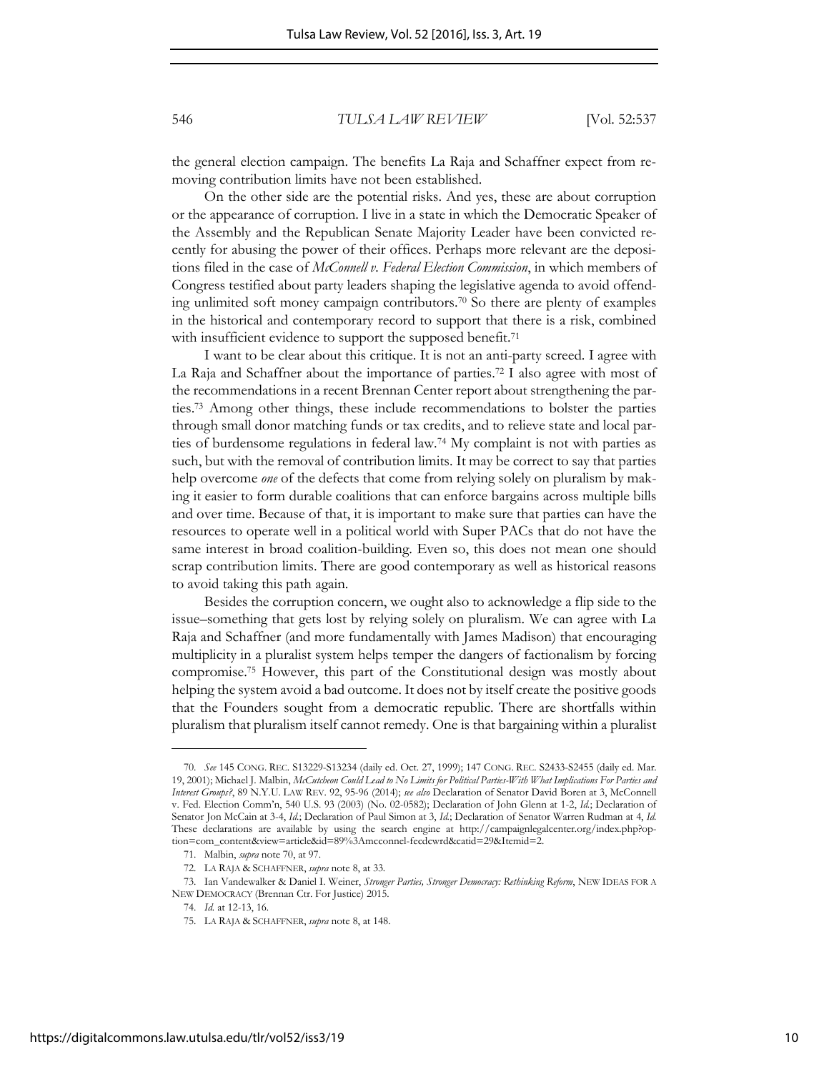the general election campaign. The benefits La Raja and Schaffner expect from removing contribution limits have not been established.

On the other side are the potential risks. And yes, these are about corruption or the appearance of corruption. I live in a state in which the Democratic Speaker of the Assembly and the Republican Senate Majority Leader have been convicted recently for abusing the power of their offices. Perhaps more relevant are the depositions filed in the case of *McConnell v. Federal Election Commission*, in which members of Congress testified about party leaders shaping the legislative agenda to avoid offending unlimited soft money campaign contributors.[70] So there are plenty of examples in the historical and contemporary record to support that there is a risk, combined with insufficient evidence to support the supposed benefit.[71]

I want to be clear about this critique. It is not an anti-party screed. I agree with La Raja and Schaffner about the importance of parties.[72] I also agree with most of the recommendations in a recent Brennan Center report about strengthening the parties.[73] Among other things, these include recommendations to bolster the parties through small donor matching funds or tax credits, and to relieve state and local parties of burdensome regulations in federal law.[74] My complaint is not with parties as such, but with the removal of contribution limits. It may be correct to say that parties help overcome *one* of the defects that come from relying solely on pluralism by making it easier to form durable coalitions that can enforce bargains across multiple bills and over time. Because of that, it is important to make sure that parties can have the resources to operate well in a political world with Super PACs that do not have the same interest in broad coalition-building. Even so, this does not mean one should scrap contribution limits. There are good contemporary as well as historical reasons to avoid taking this path again.

Besides the corruption concern, we ought also to acknowledge a flip side to the issue–something that gets lost by relying solely on pluralism. We can agree with La Raja and Schaffner (and more fundamentally with James Madison) that encouraging multiplicity in a pluralist system helps temper the dangers of factionalism by forcing compromise.[75] However, this part of the Constitutional design was mostly about helping the system avoid a bad outcome. It does not by itself create the positive goods that the Founders sought from a democratic republic. There are shortfalls within pluralism that pluralism itself cannot remedy. One is that bargaining within a pluralist

---

70. *See* 145 CONG. REC. S13229-S13234 (daily ed. Oct. 27, 1999); 147 CONG. REC. S2433-S2455 (daily ed. Mar. 19, 2001); Michael J. Malbin, *McCutcheon Could Lead to No Limits for Political Parties-With What Implications For Parties and Interest Groups?*, 89 N.Y.U. LAW REV. 92, 95-96 (2014); *see also* Declaration of Senator David Boren at 3, McConnell v. Fed. Election Comm'n, 540 U.S. 93 (2003) (No. 02-0582); Declaration of John Glenn at 1-2, *Id.*; Declaration of Senator Jon McCain at 3-4, *Id.*; Declaration of Paul Simon at 3, *Id.*; Declaration of Senator Warren Rudman at 4, *Id.* These declarations are available by using the search engine at http://campaignlegalcenter.org/index.php?option=com_content&view=article&id=89%3Amcconnel-fecdcwrd&catid=29&Itemid=2.

71. Malbin, *supra* note 70, at 97.

72. LA RAJA & SCHAFFNER, *supra* note 8, at 33.

73. Ian Vandewalker & Daniel I. Weiner, *Stronger Parties, Stronger Democracy: Rethinking Reform*, NEW IDEAS FOR A NEW DEMOCRACY (Brennan Ctr. For Justice) 2015.

74. *Id.* at 12-13, 16.

75. LA RAJA & SCHAFFNER, *supra* note 8, at 148.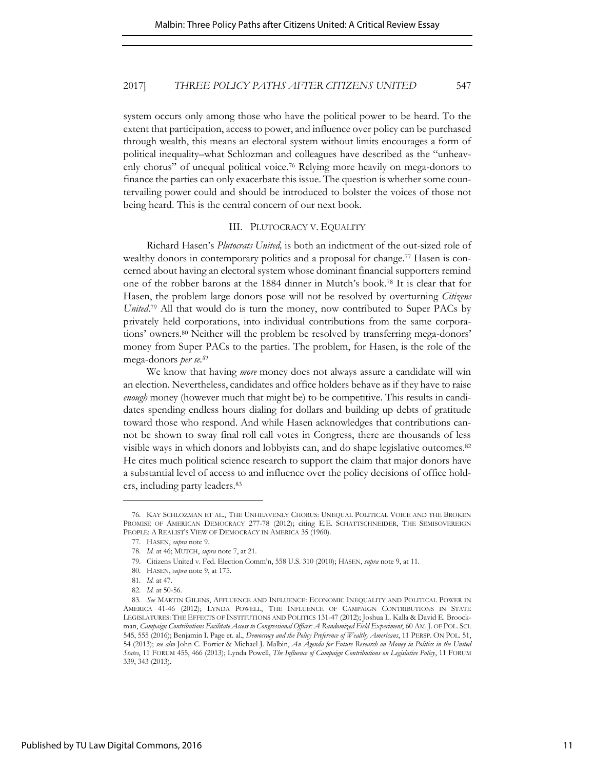system occurs only among those who have the political power to be heard. To the extent that participation, access to power, and influence over policy can be purchased through wealth, this means an electoral system without limits encourages a form of political inequality–what Schlozman and colleagues have described as the "unheavenly chorus" of unequal political voice.[76] Relying more heavily on mega-donors to finance the parties can only exacerbate this issue. The question is whether some countervailing power could and should be introduced to bolster the voices of those not being heard. This is the central concern of our next book.

## III. PLUTOCRACY V. EQUALITY

Richard Hasen's *Plutocrats United,* is both an indictment of the out-sized role of wealthy donors in contemporary politics and a proposal for change.[77] Hasen is concerned about having an electoral system whose dominant financial supporters remind one of the robber barons at the 1884 dinner in Mutch's book.[78] It is clear that for Hasen, the problem large donors pose will not be resolved by overturning *Citizens United*.[79] All that would do is turn the money, now contributed to Super PACs by privately held corporations, into individual contributions from the same corporations' owners.[80] Neither will the problem be resolved by transferring mega-donors' money from Super PACs to the parties. The problem, for Hasen, is the role of the mega-donors *per se.*[81]

We know that having *more* money does not always assure a candidate will win an election. Nevertheless, candidates and office holders behave as if they have to raise *enough* money (however much that might be) to be competitive. This results in candidates spending endless hours dialing for dollars and building up debts of gratitude toward those who respond. And while Hasen acknowledges that contributions cannot be shown to sway final roll call votes in Congress, there are thousands of less visible ways in which donors and lobbyists can, and do shape legislative outcomes.[82] He cites much political science research to support the claim that major donors have a substantial level of access to and influence over the policy decisions of office holders, including party leaders.[83]

---

76. KAY SCHLOZMAN ET AL., THE UNHEAVENLY CHORUS: UNEQUAL POLITICAL VOICE AND THE BROKEN PROMISE OF AMERICAN DEMOCRACY 277-78 (2012); citing E.E. SCHATTSCHNEIDER, THE SEMISOVEREIGN PEOPLE: A REALIST'S VIEW OF DEMOCRACY IN AMERICA 35 (1960).

77. HASEN, *supra* note 9.

78. *Id.* at 46; MUTCH, *supra* note 7, at 21.

79. Citizens United v. Fed. Election Comm'n, 558 U.S. 310 (2010); HASEN, *supra* note 9, at 11.

80. HASEN, *supra* note 9, at 175.

81. *Id.* at 47.

82. *Id.* at 50-56.

83. *See* MARTIN GILENS, AFFLUENCE AND INFLUENCE: ECONOMIC INEQUALITY AND POLITICAL POWER IN AMERICA 41-46 (2012); LYNDA POWELL, THE INFLUENCE OF CAMPAIGN CONTRIBUTIONS IN STATE LEGISLATURES: THE EFFECTS OF INSTITUTIONS AND POLITICS 131-47 (2012); Joshua L. Kalla & David E. Broockman, *Campaign Contributions Facilitate Access to Congressional Offices: A Randomized Field Experiment*, 60 AM. J. OF POL. SCI. 545, 555 (2016); Benjamin I. Page et. al., *Democracy and the Policy Preference of Wealthy Americans*, 11 PERSP. ON POL. 51, 54 (2013); *see also* John C. Fortier & Michael J. Malbin, *An Agenda for Future Research on Money in Politics in the United States*, 11 FORUM 455, 466 (2013); Lynda Powell, *The Influence of Campaign Contributions on Legislative Policy*, 11 FORUM 339, 343 (2013).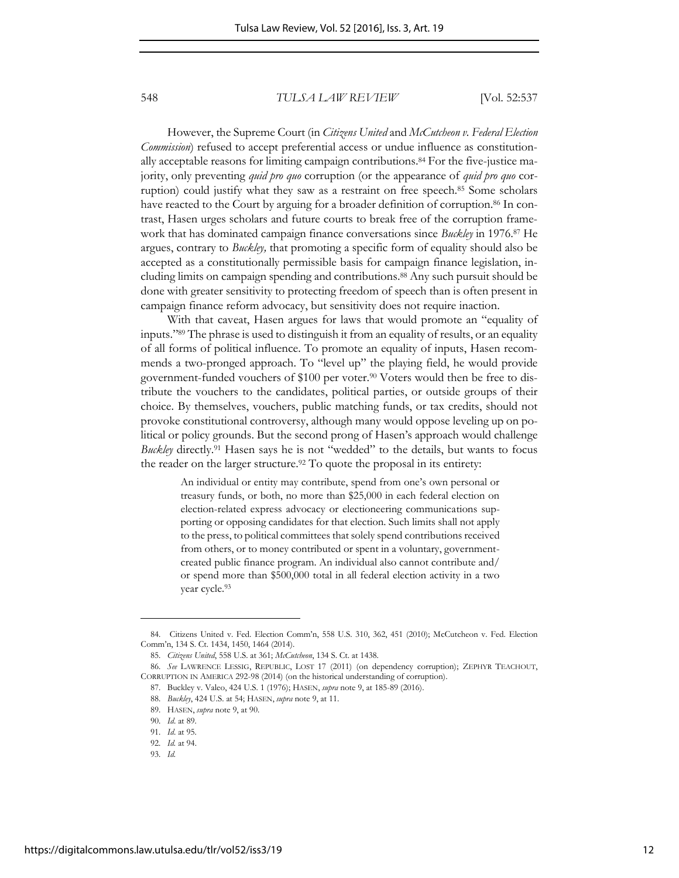However, the Supreme Court (in *Citizens United* and *McCutcheon v. Federal Election Commission*) refused to accept preferential access or undue influence as constitutionally acceptable reasons for limiting campaign contributions.[84] For the five-justice majority, only preventing *quid pro quo* corruption (or the appearance of *quid pro quo* corruption) could justify what they saw as a restraint on free speech.[85] Some scholars have reacted to the Court by arguing for a broader definition of corruption.[86] In contrast, Hasen urges scholars and future courts to break free of the corruption framework that has dominated campaign finance conversations since *Buckley* in 1976.[87] He argues, contrary to *Buckley,* that promoting a specific form of equality should also be accepted as a constitutionally permissible basis for campaign finance legislation, including limits on campaign spending and contributions.[88] Any such pursuit should be done with greater sensitivity to protecting freedom of speech than is often present in campaign finance reform advocacy, but sensitivity does not require inaction.

With that caveat, Hasen argues for laws that would promote an "equality of inputs."[89] The phrase is used to distinguish it from an equality of results, or an equality of all forms of political influence. To promote an equality of inputs, Hasen recommends a two-pronged approach. To "level up" the playing field, he would provide government-funded vouchers of $100 per voter.[90] Voters would then be free to distribute the vouchers to the candidates, political parties, or outside groups of their choice. By themselves, vouchers, public matching funds, or tax credits, should not provoke constitutional controversy, although many would oppose leveling up on political or policy grounds. But the second prong of Hasen's approach would challenge *Buckley* directly.[91] Hasen says he is not "wedded" to the details, but wants to focus the reader on the larger structure.[92] To quote the proposal in its entirety:

> An individual or entity may contribute, spend from one's own personal or treasury funds, or both, no more than $25,000 in each federal election on election-related express advocacy or electioneering communications supporting or opposing candidates for that election. Such limits shall not apply to the press, to political committees that solely spend contributions received from others, or to money contributed or spent in a voluntary, government-created public finance program. An individual also cannot contribute and/or spend more than $500,000 total in all federal election activity in a two year cycle.[93]

---

84. Citizens United v. Fed. Election Comm'n, 558 U.S. 310, 362, 451 (2010); McCutcheon v. Fed. Election Comm'n, 134 S. Ct. 1434, 1450, 1464 (2014).

85. *Citizens United*, 558 U.S. at 361; *McCutcheon*, 134 S. Ct. at 1438.

86. *See* LAWRENCE LESSIG, REPUBLIC, LOST 17 (2011) (on dependency corruption); ZEPHYR TEACHOUT, CORRUPTION IN AMERICA 292-98 (2014) (on the historical understanding of corruption).

87. Buckley v. Valeo, 424 U.S. 1 (1976); HASEN, *supra* note 9, at 185-89 (2016).

88. *Buckley*, 424 U.S. at 54; HASEN, *supra* note 9, at 11.

89. HASEN, *supra* note 9, at 90.

90. *Id.* at 89.

91. *Id.* at 95.

92. *Id.* at 94.

93. *Id.*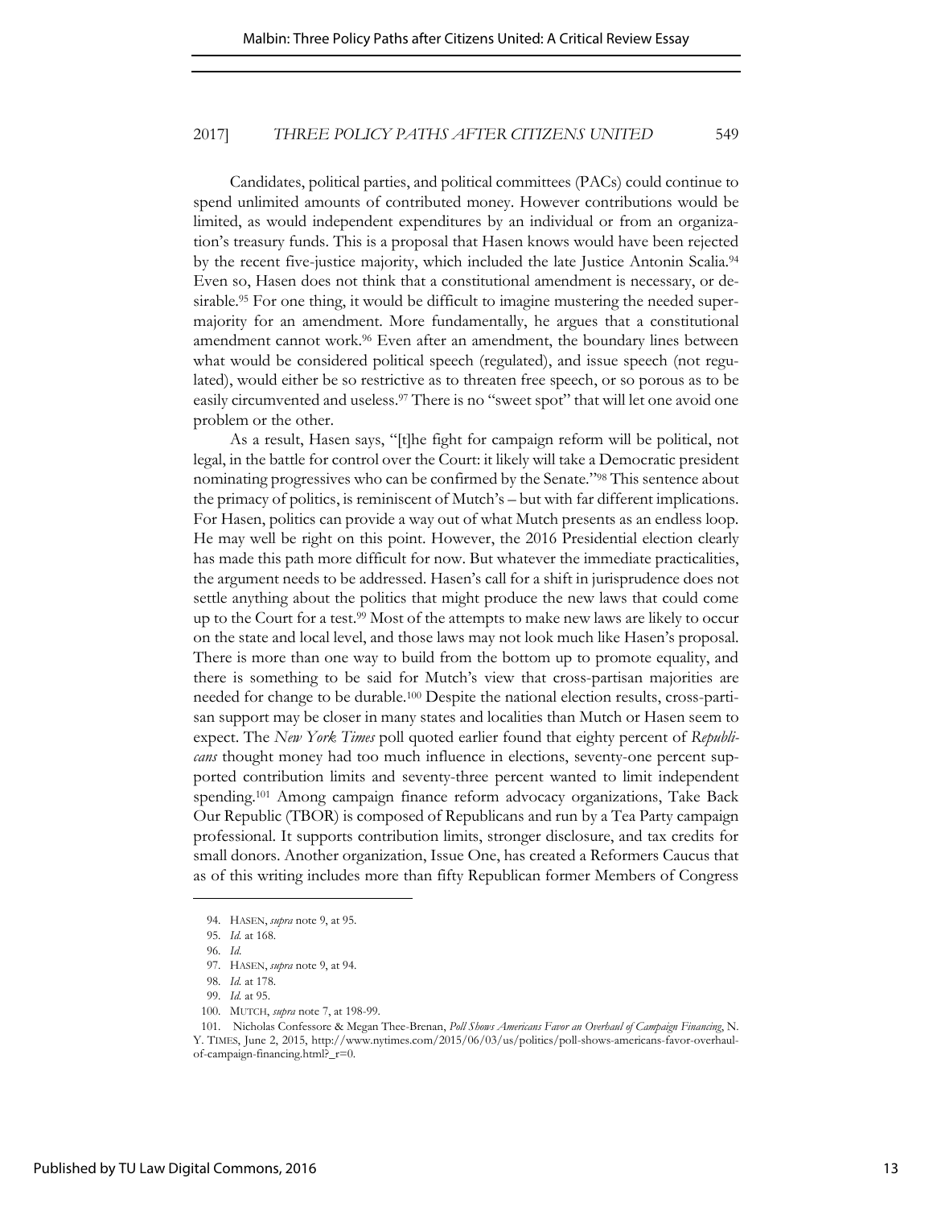Candidates, political parties, and political committees (PACs) could continue to spend unlimited amounts of contributed money. However contributions would be limited, as would independent expenditures by an individual or from an organization's treasury funds. This is a proposal that Hasen knows would have been rejected by the recent five-justice majority, which included the late Justice Antonin Scalia.[94] Even so, Hasen does not think that a constitutional amendment is necessary, or desirable.[95] For one thing, it would be difficult to imagine mustering the needed supermajority for an amendment. More fundamentally, he argues that a constitutional amendment cannot work.[96] Even after an amendment, the boundary lines between what would be considered political speech (regulated), and issue speech (not regulated), would either be so restrictive as to threaten free speech, or so porous as to be easily circumvented and useless.[97] There is no "sweet spot" that will let one avoid one problem or the other.

As a result, Hasen says, "[t]he fight for campaign reform will be political, not legal, in the battle for control over the Court: it likely will take a Democratic president nominating progressives who can be confirmed by the Senate."[98] This sentence about the primacy of politics, is reminiscent of Mutch's – but with far different implications. For Hasen, politics can provide a way out of what Mutch presents as an endless loop. He may well be right on this point. However, the 2016 Presidential election clearly has made this path more difficult for now. But whatever the immediate practicalities, the argument needs to be addressed. Hasen's call for a shift in jurisprudence does not settle anything about the politics that might produce the new laws that could come up to the Court for a test.[99] Most of the attempts to make new laws are likely to occur on the state and local level, and those laws may not look much like Hasen's proposal. There is more than one way to build from the bottom up to promote equality, and there is something to be said for Mutch's view that cross-partisan majorities are needed for change to be durable.[100] Despite the national election results, cross-partisan support may be closer in many states and localities than Mutch or Hasen seem to expect. The *New York Times* poll quoted earlier found that eighty percent of *Republicans* thought money had too much influence in elections, seventy-one percent supported contribution limits and seventy-three percent wanted to limit independent spending.[101] Among campaign finance reform advocacy organizations, Take Back Our Republic (TBOR) is composed of Republicans and run by a Tea Party campaign professional. It supports contribution limits, stronger disclosure, and tax credits for small donors. Another organization, Issue One, has created a Reformers Caucus that as of this writing includes more than fifty Republican former Members of Congress

---

94. HASEN, *supra* note 9, at 95.

95. *Id.* at 168.

96. *Id.*

97. HASEN, *supra* note 9, at 94.

98. *Id.* at 178.

99. *Id.* at 95.

100. MUTCH, *supra* note 7, at 198-99.

101. Nicholas Confessore & Megan Thee-Brenan, *Poll Shows Americans Favor an Overhaul of Campaign Financing*, N. Y. TIMES, June 2, 2015, http://www.nytimes.com/2015/06/03/us/politics/poll-shows-americans-favor-overhaul-of-campaign-financing.html?_r=0.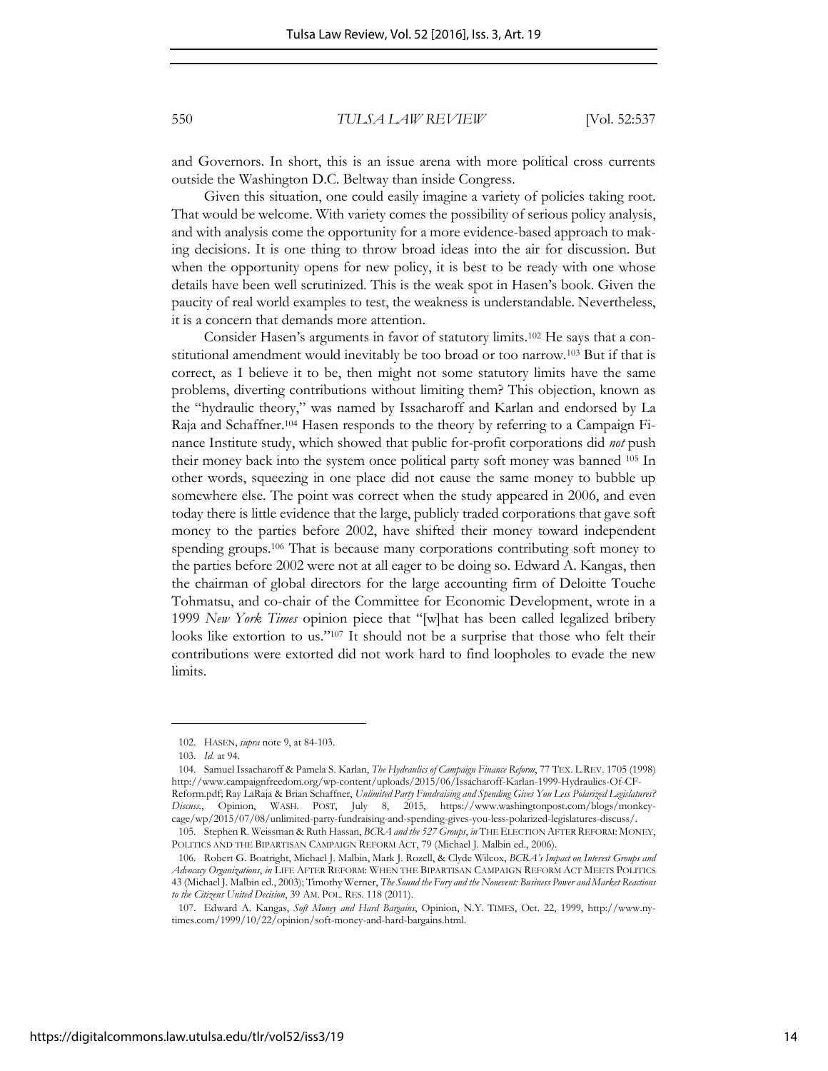and Governors. In short, this is an issue arena with more political cross currents outside the Washington D.C. Beltway than inside Congress.

Given this situation, one could easily imagine a variety of policies taking root. That would be welcome. With variety comes the possibility of serious policy analysis, and with analysis come the opportunity for a more evidence-based approach to making decisions. It is one thing to throw broad ideas into the air for discussion. But when the opportunity opens for new policy, it is best to be ready with one whose details have been well scrutinized. This is the weak spot in Hasen's book. Given the paucity of real world examples to test, the weakness is understandable. Nevertheless, it is a concern that demands more attention.

Consider Hasen's arguments in favor of statutory limits.[102] He says that a constitutional amendment would inevitably be too broad or too narrow.[103] But if that is correct, as I believe it to be, then might not some statutory limits have the same problems, diverting contributions without limiting them? This objection, known as the "hydraulic theory," was named by Issacharoff and Karlan and endorsed by La Raja and Schaffner.[104] Hasen responds to the theory by referring to a Campaign Finance Institute study, which showed that public for-profit corporations did *not* push their money back into the system once political party soft money was banned [105] In other words, squeezing in one place did not cause the same money to bubble up somewhere else. The point was correct when the study appeared in 2006, and even today there is little evidence that the large, publicly traded corporations that gave soft money to the parties before 2002, have shifted their money toward independent spending groups.[106] That is because many corporations contributing soft money to the parties before 2002 were not at all eager to be doing so. Edward A. Kangas, then the chairman of global directors for the large accounting firm of Deloitte Touche Tohmatsu, and co-chair of the Committee for Economic Development, wrote in a 1999 *New York Times* opinion piece that "[w]hat has been called legalized bribery looks like extortion to us."[107] It should not be a surprise that those who felt their contributions were extorted did not work hard to find loopholes to evade the new limits.

---

102. HASEN, *supra* note 9, at 84-103.

103. *Id.* at 94.

104. Samuel Issacharoff & Pamela S. Karlan, *The Hydraulics of Campaign Finance Reform*, 77 TEX. L.REV. 1705 (1998) http://www.campaignfreedom.org/wp-content/uploads/2015/06/Issacharoff-Karlan-1999-Hydraulics-Of-CF-Reform.pdf; Ray LaRaja & Brian Schaffner, *Unlimited Party Fundraising and Spending Gives You Less Polarized Legislatures? Discuss.*, Opinion, WASH. POST, July 8, 2015, https://www.washingtonpost.com/blogs/monkey-cage/wp/2015/07/08/unlimited-party-fundraising-and-spending-gives-you-less-polarized-legislatures-discuss/.

105. Stephen R. Weissman & Ruth Hassan, *BCRA and the 527 Groups*, *in* THE ELECTION AFTER REFORM: MONEY, POLITICS AND THE BIPARTISAN CAMPAIGN REFORM ACT, 79 (Michael J. Malbin ed., 2006).

106. Robert G. Boatright, Michael J. Malbin, Mark J. Rozell, & Clyde Wilcox, *BCRA's Impact on Interest Groups and Advocacy Organizations*, *in* LIFE AFTER REFORM: WHEN THE BIPARTISAN CAMPAIGN REFORM ACT MEETS POLITICS 43 (Michael J. Malbin ed., 2003); Timothy Werner, *The Sound the Fury and the Nonevent: Business Power and Market Reactions to the Citizens United Decision*, 39 AM. POL. RES. 118 (2011).

107. Edward A. Kangas, *Soft Money and Hard Bargains*, Opinion, N.Y. TIMES, Oct. 22, 1999, http://www.nytimes.com/1999/10/22/opinion/soft-money-and-hard-bargains.html.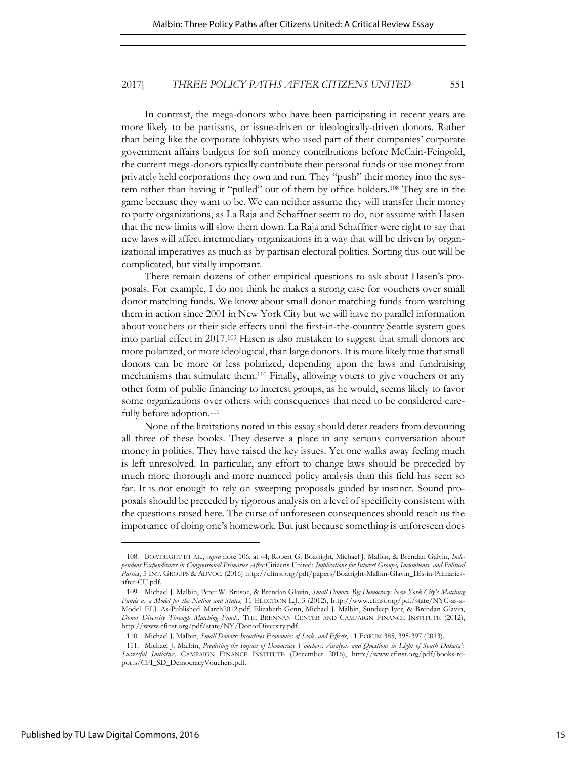In contrast, the mega-donors who have been participating in recent years are more likely to be partisans, or issue-driven or ideologically-driven donors. Rather than being like the corporate lobbyists who used part of their companies' corporate government affairs budgets for soft money contributions before McCain-Feingold, the current mega-donors typically contribute their personal funds or use money from privately held corporations they own and run. They "push" their money into the system rather than having it "pulled" out of them by office holders.[108] They are in the game because they want to be. We can neither assume they will transfer their money to party organizations, as La Raja and Schaffner seem to do, nor assume with Hasen that the new limits will slow them down. La Raja and Schaffner were right to say that new laws will affect intermediary organizations in a way that will be driven by organizational imperatives as much as by partisan electoral politics. Sorting this out will be complicated, but vitally important.

There remain dozens of other empirical questions to ask about Hasen's proposals. For example, I do not think he makes a strong case for vouchers over small donor matching funds. We know about small donor matching funds from watching them in action since 2001 in New York City but we will have no parallel information about vouchers or their side effects until the first-in-the-country Seattle system goes into partial effect in 2017.[109] Hasen is also mistaken to suggest that small donors are more polarized, or more ideological, than large donors. It is more likely true that small donors can be more or less polarized, depending upon the laws and fundraising mechanisms that stimulate them.[110] Finally, allowing voters to give vouchers or any other form of public financing to interest groups, as he would, seems likely to favor some organizations over others with consequences that need to be considered carefully before adoption.[111]

None of the limitations noted in this essay should deter readers from devouring all three of these books. They deserve a place in any serious conversation about money in politics. They have raised the key issues. Yet one walks away feeling much is left unresolved. In particular, any effort to change laws should be preceded by much more thorough and more nuanced policy analysis than this field has seen so far. It is not enough to rely on sweeping proposals guided by instinct. Sound proposals should be preceded by rigorous analysis on a level of specificity consistent with the questions raised here. The curse of unforeseen consequences should teach us the importance of doing one's homework. But just because something is unforeseen does

---

108. BOATRIGHT ET AL., *supra* note 106, at 44; Robert G. Boatright, Michael J. Malbin, & Brendan Galvin, *Independent Expenditures in Congressional Primaries After* Citizens United*: Implications for Interest Groups, Incumbents, and Political Parties*, 5 INT. GROUPS & ADVOC. (2016) http://cfinst.org/pdf/papers/Boatright-Malbin-Glavin_IEs-in-Primaries-after-CU.pdf.

109. Michael J. Malbin, Peter W. Brusoe, & Brendan Glavin, *Small Donors, Big Democracy: New York City's Matching Funds as a Model for the Nation and States,* 11 ELECTION L.J. 3 (2012), http://www.cfinst.org/pdf/state/NYC-as-a-Model_ELJ_As-Published_March2012.pdf; Elizabeth Genn, Michael J. Malbin, Sundeep Iyer, & Brendan Glavin, *Donor Diversity Through Matching Funds.* THE BRENNAN CENTER AND CAMPAIGN FINANCE INSTITUTE (2012), http://www.cfinst.org/pdf/state/NY/DonorDiversity.pdf.

110. Michael J. Malbin, *Small Donors: Incentives Economies of Scale, and Effects*, 11 FORUM 385, 395-397 (2013).

111. Michael J. Malbin, *Predicting the Impact of Democracy Vouchers: Analysis and Questions in Light of South Dakota's Successful Initiative,* CAMPAIGN FINANCE INSTITUTE (December 2016), http://www.cfinst.org/pdf/books-reports/CFI_SD_DemocracyVouchers.pdf.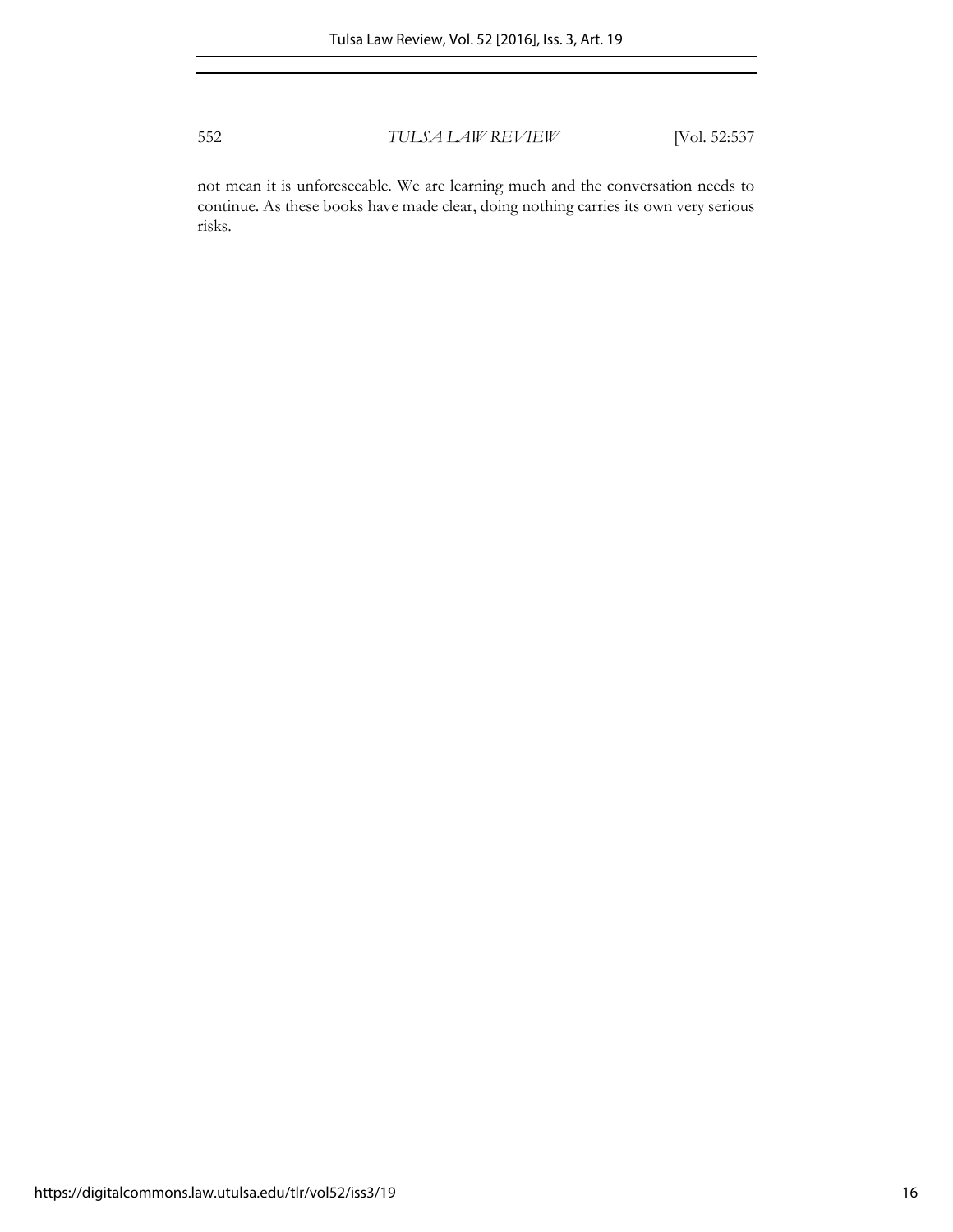not mean it is unforeseeable. We are learning much and the conversation needs to continue. As these books have made clear, doing nothing carries its own very serious risks.